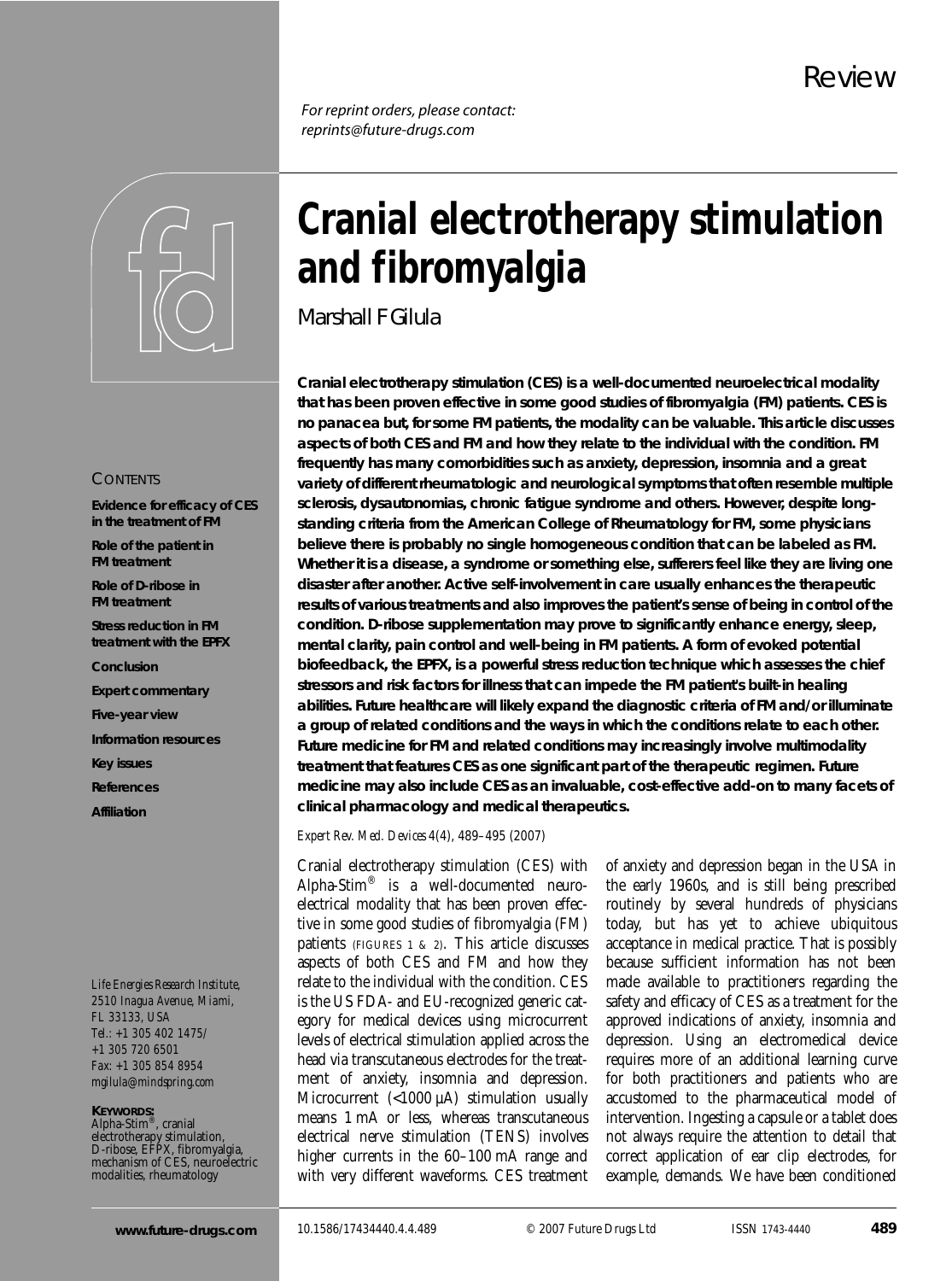Review

*For reprint orders, please contact: reprints@future-drugs.com*

# Cranial electrotherapy stimulation and fibromyalgia

Marshall F Gilula

**Cranial electrotherapy stimulation (CES) is a well-documented neuroelectrical modality that has been proven effective in some good studies of fibromyalgia (FM) patients. CES is no panacea but, for some FM patients, the modality can be valuable. This article discusses aspects of both CES and FM and how they relate to the individual with the condition. FM frequently has many comorbidities such as anxiety, depression, insomnia and a great variety of different rheumatologic and neurological symptoms that often resemble multiple sclerosis, dysautonomias, chronic fatigue syndrome and others. However, despite long-standing criteria from the American College of Rheumatology for FM, some physicians believe there is probably no single homogeneous condition that can be labeled as FM. Whether it is a disease, a syndrome or something else, sufferers feel like they are living one disaster after another. Active self-involvement in care usually enhances the therapeutic results of various treatments and also improves the patient's sense of being in control of the condition. D-ribose supplementation may prove to significantly enhance energy, sleep, mental clarity, pain control and well-being in FM patients. A form of evoked potential biofeedback, the EPFX, is a powerful stress reduction technique which assesses the chief stressors and risk factors for illness that can impede the FM patient's built-in healing abilities. Future healthcare will likely expand the diagnostic criteria of FM and/or illuminate a group of related conditions and the ways in which the conditions relate to each other. Future medicine for FM and related conditions may increasingly involve multimodality treatment that features CES as one significant part of the therapeutic regimen. Future medicine may also include CES as an invaluable, cost-effective add-on to many facets of clinical pharmacology and medical therapeutics.**

*Expert Rev. Med. Devices 4(4), 489–495 (2007)*

CONTENTS

- Evidence for efficacy of CES in the treatment of FM
- Role of the patient in FM treatment
- Role of D-ribose in FM treatment
- Stress reduction in FM treatment with the EPFX
- Conclusion
- Expert commentary
- Five-year view
- Information resources
- Key issues
- References
- Affiliation

*Life Energies Research Institute, 2510 Inagua Avenue, Miami, FL 33133, USA*
*Tel.: +1 305 402 1475/ +1 305 720 6501*
*Fax: +1 305 854 8954*
*mgilula@mindspring.com*

**KEYWORDS:**
Alpha-Stim®, cranial electrotherapy stimulation, D-ribose, EPFX, fibromyalgia, mechanism of CES, neuroelectric modalities, rheumatology

Cranial electrotherapy stimulation (CES) with Alpha-Stim® is a well-documented neuroelectrical modality that has been proven effective in some good studies of fibromyalgia (FM) patients (FIGURES 1 & 2). This article discusses aspects of both CES and FM and how they relate to the individual with the condition. CES is the US FDA- and EU-recognized generic category for medical devices using microcurrent levels of electrical stimulation applied across the head via transcutaneous electrodes for the treatment of anxiety, insomnia and depression. Microcurrent (<1000 µA) stimulation usually means 1 mA or less, whereas transcutaneous electrical nerve stimulation (TENS) involves higher currents in the 60–100 mA range and with very different waveforms. CES treatment of anxiety and depression began in the USA in the early 1960s, and is still being prescribed routinely by several hundreds of physicians today, but has yet to achieve ubiquitous acceptance in medical practice. That is possibly because sufficient information has not been made available to practitioners regarding the safety and efficacy of CES as a treatment for the approved indications of anxiety, insomnia and depression. Using an electromedical device requires more of an additional learning curve for both practitioners and patients who are accustomed to the pharmaceutical model of intervention. Ingesting a capsule or a tablet does not always require the attention to detail that correct application of ear clip electrodes, for example, demands. We have been conditioned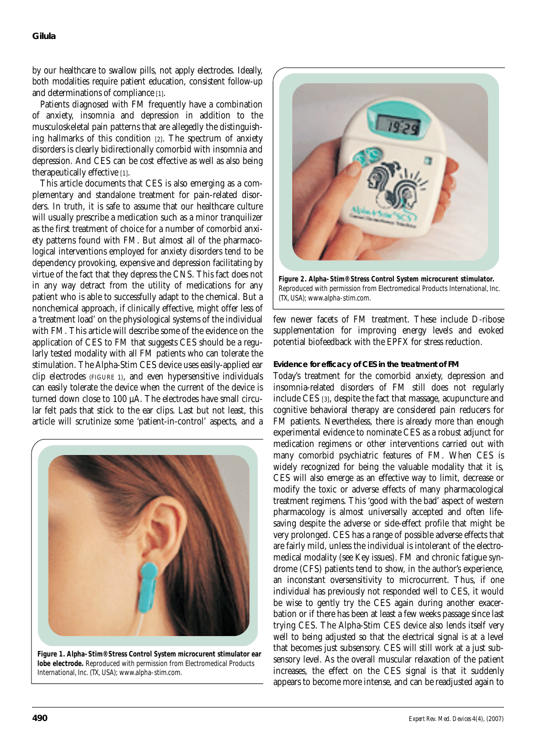by our healthcare to swallow pills, not apply electrodes. Ideally, both modalities require patient education, consistent follow-up and determinations of compliance [1].

Patients diagnosed with FM frequently have a combination of anxiety, insomnia and depression in addition to the musculoskeletal pain patterns that are allegedly the distinguishing hallmarks of this condition [2]. The spectrum of anxiety disorders is clearly bidirectionally comorbid with insomnia and depression. And CES can be cost effective as well as also being therapeutically effective [1].

This article documents that CES is also emerging as a complementary and standalone treatment for pain-related disorders. In truth, it is safe to assume that our healthcare culture will usually prescribe a medication such as a minor tranquilizer as the first treatment of choice for a number of comorbid anxiety patterns found with FM. But almost all of the pharmacological interventions employed for anxiety disorders tend to be dependency provoking, expensive and depression facilitating by virtue of the fact that they depress the CNS. This fact does not in any way detract from the utility of medications for any patient who is able to successfully adapt to the chemical. But a nonchemical approach, if clinically effective, might offer less of a 'treatment load' on the physiological systems of the individual with FM. This article will describe some of the evidence on the application of CES to FM that suggests CES should be a regularly tested modality with all FM patients who can tolerate the stimulation. The Alpha-Stim CES device uses easily-applied ear clip electrodes (FIGURE 1), and even hypersensitive individuals can easily tolerate the device when the current of the device is turned down close to 100 µA. The electrodes have small circular felt pads that stick to the ear clips. Last but not least, this article will scrutinize some 'patient-in-control' aspects, and a few newer facets of FM treatment. These include D-ribose supplementation for improving energy levels and evoked potential biofeedback with the EPFX for stress reduction.

**Figure 1. Alpha-Stim® Stress Control System microcurent stimulator ear lobe electrode.** Reproduced with permission from Electromedical Products International, Inc. (TX, USA); www.alpha-stim.com.

**Figure 2. Alpha-Stim® Stress Control System microcurent stimulator.** Reproduced with permission from Electromedical Products International, Inc. (TX, USA); www.alpha-stim.com.

### Evidence for efficacy of CES in the treatment of FM

Today's treatment for the comorbid anxiety, depression and insomnia-related disorders of FM still does not regularly include CES [3], despite the fact that massage, acupuncture and cognitive behavioral therapy are considered pain reducers for FM patients. Nevertheless, there is already more than enough experimental evidence to nominate CES as a robust adjunct for medication regimens or other interventions carried out with many comorbid psychiatric features of FM. When CES is widely recognized for being the valuable modality that it is, CES will also emerge as an effective way to limit, decrease or modify the toxic or adverse effects of many pharmacological treatment regimens. This 'good with the bad' aspect of western pharmacology is almost universally accepted and often life-saving despite the adverse or side-effect profile that might be very prolonged. CES has a range of possible adverse effects that are fairly mild, unless the individual is intolerant of the electromedical modality (see Key issues). FM and chronic fatigue syndrome (CFS) patients tend to show, in the author's experience, an inconstant oversensitivity to microcurrent. Thus, if one individual has previously not responded well to CES, it would be wise to gently try the CES again during another exacerbation or if there has been at least a few weeks passage since last trying CES. The Alpha-Stim CES device also lends itself very well to being adjusted so that the electrical signal is at a level that becomes just subsensory. CES will still work at a just subsensory level. As the overall muscular relaxation of the patient increases, the effect on the CES signal is that it suddenly appears to become more intense, and can be readjusted again to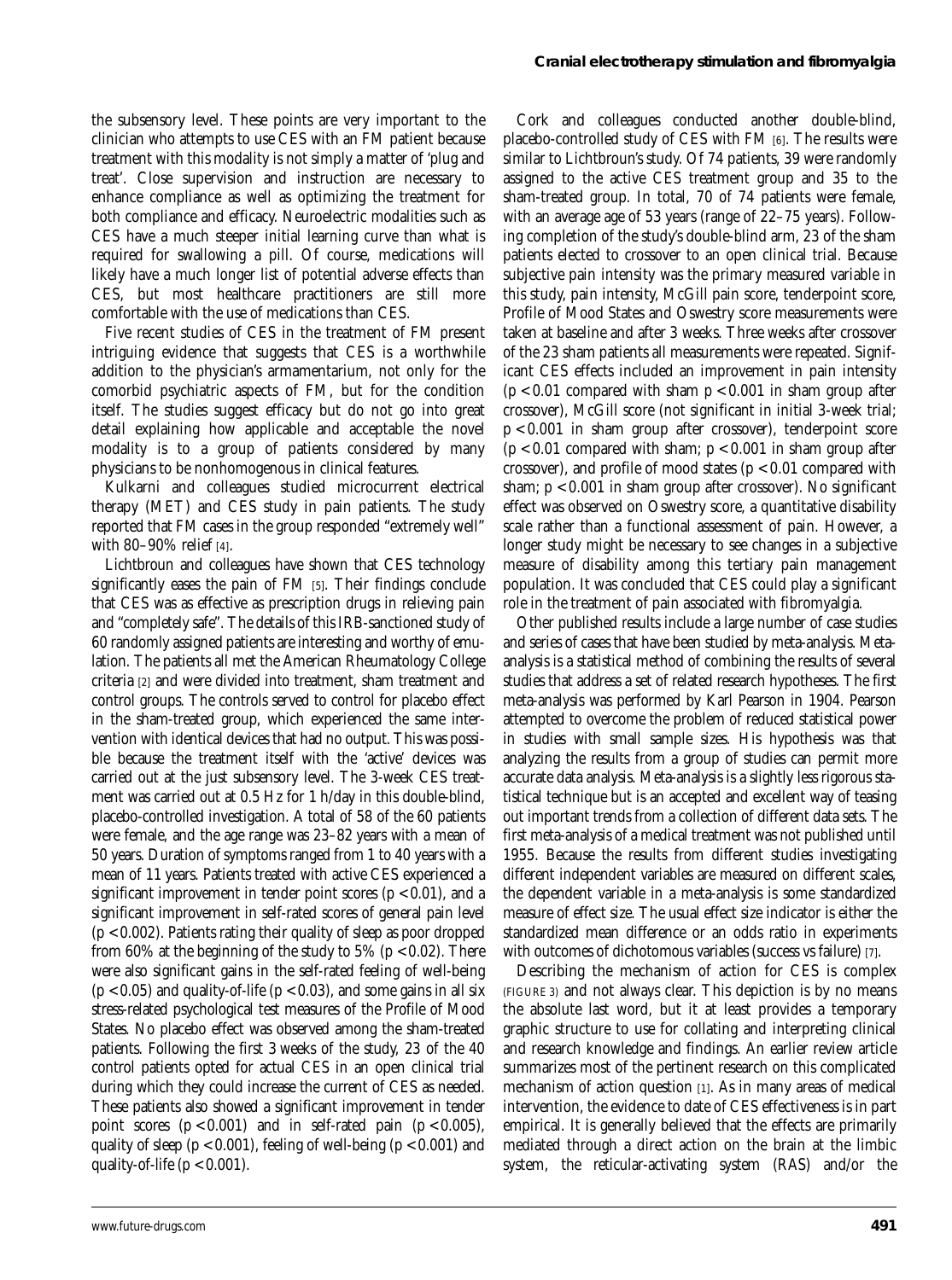the subsensory level. These points are very important to the clinician who attempts to use CES with an FM patient because treatment with this modality is not simply a matter of 'plug and treat'. Close supervision and instruction are necessary to enhance compliance as well as optimizing the treatment for both compliance and efficacy. Neuroelectric modalities such as CES have a much steeper initial learning curve than what is required for swallowing a pill. Of course, medications will likely have a much longer list of potential adverse effects than CES, but most healthcare practitioners are still more comfortable with the use of medications than CES.

Five recent studies of CES in the treatment of FM present intriguing evidence that suggests that CES is a worthwhile addition to the physician's armamentarium, not only for the comorbid psychiatric aspects of FM, but for the condition itself. The studies suggest efficacy but do not go into great detail explaining how applicable and acceptable the novel modality is to a group of patients considered by many physicians to be nonhomogenous in clinical features.

Kulkarni and colleagues studied microcurrent electrical therapy (MET) and CES study in pain patients. The study reported that FM cases in the group responded "extremely well" with 80–90% relief [4].

Lichtbroun and colleagues have shown that CES technology significantly eases the pain of FM [5]. Their findings conclude that CES was as effective as prescription drugs in relieving pain and "completely safe". The details of this IRB-sanctioned study of 60 randomly assigned patients are interesting and worthy of emulation. The patients all met the American Rheumatology College criteria [2] and were divided into treatment, sham treatment and control groups. The controls served to control for placebo effect in the sham-treated group, which experienced the same intervention with identical devices that had no output. This was possible because the treatment itself with the 'active' devices was carried out at the just subsensory level. The 3-week CES treatment was carried out at 0.5 Hz for 1 h/day in this double-blind, placebo-controlled investigation. A total of 58 of the 60 patients were female, and the age range was 23–82 years with a mean of 50 years. Duration of symptoms ranged from 1 to 40 years with a mean of 11 years. Patients treated with active CES experienced a significant improvement in tender point scores ($p < 0.01$), and a significant improvement in self-rated scores of general pain level ($p < 0.002$). Patients rating their quality of sleep as poor dropped from 60% at the beginning of the study to 5% ($p < 0.02$). There were also significant gains in the self-rated feeling of well-being ($p < 0.05$) and quality-of-life ($p < 0.03$), and some gains in all six stress-related psychological test measures of the Profile of Mood States. No placebo effect was observed among the sham-treated patients. Following the first 3 weeks of the study, 23 of the 40 control patients opted for actual CES in an open clinical trial during which they could increase the current of CES as needed. These patients also showed a significant improvement in tender point scores ($p < 0.001$) and in self-rated pain ($p < 0.005$), quality of sleep ($p < 0.001$), feeling of well-being ($p < 0.001$) and quality-of-life ($p < 0.001$).

Cork and colleagues conducted another double-blind, placebo-controlled study of CES with FM [6]. The results were similar to Lichtbroun's study. Of 74 patients, 39 were randomly assigned to the active CES treatment group and 35 to the sham-treated group. In total, 70 of 74 patients were female, with an average age of 53 years (range of 22–75 years). Following completion of the study's double-blind arm, 23 of the sham patients elected to crossover to an open clinical trial. Because subjective pain intensity was the primary measured variable in this study, pain intensity, McGill pain score, tenderpoint score, Profile of Mood States and Oswestry score measurements were taken at baseline and after 3 weeks. Three weeks after crossover of the 23 sham patients all measurements were repeated. Significant CES effects included an improvement in pain intensity ($p < 0.01$ compared with sham $p < 0.001$ in sham group after crossover), McGill score (not significant in initial 3-week trial; $p < 0.001$ in sham group after crossover), tenderpoint score ($p < 0.01$ compared with sham; $p < 0.001$ in sham group after crossover), and profile of mood states ($p < 0.01$ compared with sham; $p < 0.001$ in sham group after crossover). No significant effect was observed on Oswestry score, a quantitative disability scale rather than a functional assessment of pain. However, a longer study might be necessary to see changes in a subjective measure of disability among this tertiary pain management population. It was concluded that CES could play a significant role in the treatment of pain associated with fibromyalgia.

Other published results include a large number of case studies and series of cases that have been studied by meta-analysis. Meta-analysis is a statistical method of combining the results of several studies that address a set of related research hypotheses. The first meta-analysis was performed by Karl Pearson in 1904. Pearson attempted to overcome the problem of reduced statistical power in studies with small sample sizes. His hypothesis was that analyzing the results from a group of studies can permit more accurate data analysis. Meta-analysis is a slightly less rigorous statistical technique but is an accepted and excellent way of teasing out important trends from a collection of different data sets. The first meta-analysis of a medical treatment was not published until 1955. Because the results from different studies investigating different independent variables are measured on different scales, the dependent variable in a meta-analysis is some standardized measure of effect size. The usual effect size indicator is either the standardized mean difference or an odds ratio in experiments with outcomes of dichotomous variables (success vs failure) [7].

Describing the mechanism of action for CES is complex (FIGURE 3) and not always clear. This depiction is by no means the absolute last word, but it at least provides a temporary graphic structure to use for collating and interpreting clinical and research knowledge and findings. An earlier review article summarizes most of the pertinent research on this complicated mechanism of action question [1]. As in many areas of medical intervention, the evidence to date of CES effectiveness is in part empirical. It is generally believed that the effects are primarily mediated through a direct action on the brain at the limbic system, the reticular-activating system (RAS) and/or the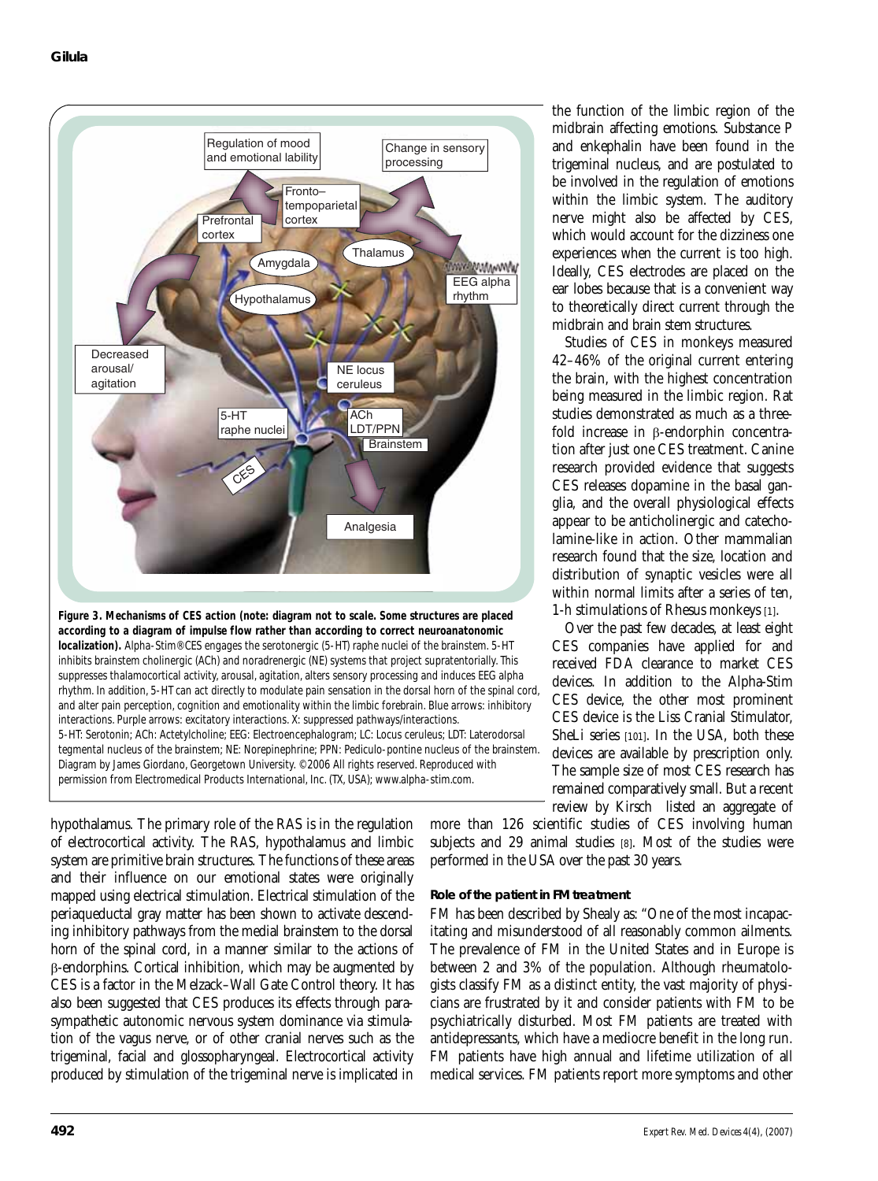**Figure 3. Mechanisms of CES action (note: diagram not to scale. Some structures are placed according to a diagram of impulse flow rather than according to correct neuroanatonomic localization).** Alpha-Stim® CES engages the serotonergic (5-HT) raphe nuclei of the brainstem. 5-HT inhibits brainstem cholinergic (ACh) and noradrenergic (NE) systems that project supratentorially. This suppresses thalamocortical activity, arousal, agitation, alters sensory processing and induces EEG alpha rhythm. In addition, 5-HT can act directly to modulate pain sensation in the dorsal horn of the spinal cord, and alter pain perception, cognition and emotionality within the limbic forebrain. Blue arrows: inhibitory interactions. Purple arrows: excitatory interactions. X: suppressed pathways/interactions.
5-HT: Serotonin; ACh: Actetylcholine; EEG: Electroencephalogram; LC: Locus ceruleus; LDT: Laterodorsal tegmental nucleus of the brainstem; NE: Norepinephrine; PPN: Pediculo-pontine nucleus of the brainstem. Diagram by James Giordano, Georgetown University. ©2006 All rights reserved. Reproduced with permission from Electromedical Products International, Inc. (TX, USA); www.alpha-stim.com.

hypothalamus. The primary role of the RAS is in the regulation of electrocortical activity. The RAS, hypothalamus and limbic system are primitive brain structures. The functions of these areas and their influence on our emotional states were originally mapped using electrical stimulation. Electrical stimulation of the periaqueductal gray matter has been shown to activate descending inhibitory pathways from the medial brainstem to the dorsal horn of the spinal cord, in a manner similar to the actions of β-endorphins. Cortical inhibition, which may be augmented by CES is a factor in the Melzack–Wall Gate Control theory. It has also been suggested that CES produces its effects through parasympathetic autonomic nervous system dominance via stimulation of the vagus nerve, or of other cranial nerves such as the trigeminal, facial and glossopharyngeal. Electrocortical activity produced by stimulation of the trigeminal nerve is implicated in the function of the limbic region of the midbrain affecting emotions. Substance P and enkephalin have been found in the trigeminal nucleus, and are postulated to be involved in the regulation of emotions within the limbic system. The auditory nerve might also be affected by CES, which would account for the dizziness one experiences when the current is too high. Ideally, CES electrodes are placed on the ear lobes because that is a convenient way to theoretically direct current through the midbrain and brain stem structures.

Studies of CES in monkeys measured 42–46% of the original current entering the brain, with the highest concentration being measured in the limbic region. Rat studies demonstrated as much as a threefold increase in β-endorphin concentration after just one CES treatment. Canine research provided evidence that suggests CES releases dopamine in the basal ganglia, and the overall physiological effects appear to be anticholinergic and catecholamine-like in action. Other mammalian research found that the size, location and distribution of synaptic vesicles were all within normal limits after a series of ten, 1-h stimulations of Rhesus monkeys [1].

Over the past few decades, at least eight CES companies have applied for and received FDA clearance to market CES devices. In addition to the Alpha-Stim CES device, the other most prominent CES device is the Liss Cranial Stimulator, SheLi series [101]. In the USA, both these devices are available by prescription only. The sample size of most CES research has remained comparatively small. But a recent review by Kirsch listed an aggregate of more than 126 scientific studies of CES involving human subjects and 29 animal studies [8]. Most of the studies were performed in the USA over the past 30 years.

### Role of the patient in FM treatment

FM has been described by Shealy as: "One of the most incapacitating and misunderstood of all reasonably common ailments. The prevalence of FM in the United States and in Europe is between 2 and 3% of the population. Although rheumatologists classify FM as a distinct entity, the vast majority of physicians are frustrated by it and consider patients with FM to be psychiatrically disturbed. Most FM patients are treated with antidepressants, which have a mediocre benefit in the long run. FM patients have high annual and lifetime utilization of all medical services. FM patients report more symptoms and other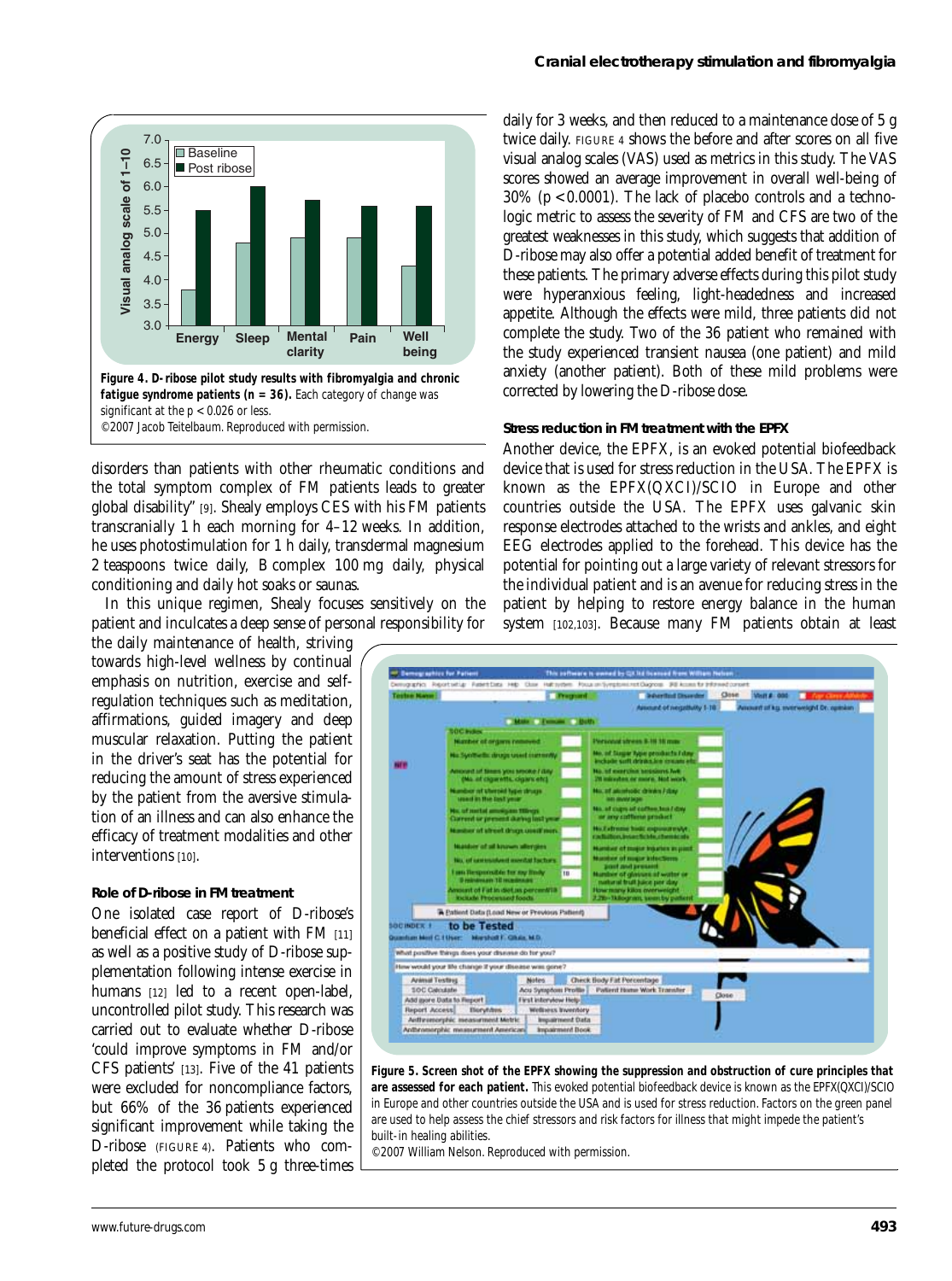**Figure 4. D-ribose pilot study results with fibromyalgia and chronic fatigue syndrome patients (n = 36).** Each category of change was significant at the $p < 0.026$ or less.
©2007 Jacob Teitelbaum. Reproduced with permission.

disorders than patients with other rheumatic conditions and the total symptom complex of FM patients leads to greater global disability" [9]. Shealy employs CES with his FM patients transcranially 1 h each morning for 4–12 weeks. In addition, he uses photostimulation for 1 h daily, transdermal magnesium 2 teaspoons twice daily, B complex 100 mg daily, physical conditioning and daily hot soaks or saunas.

In this unique regimen, Shealy focuses sensitively on the patient and inculcates a deep sense of personal responsibility for the daily maintenance of health, striving towards high-level wellness by continual emphasis on nutrition, exercise and self-regulation techniques such as meditation, affirmations, guided imagery and deep muscular relaxation. Putting the patient in the driver's seat has the potential for reducing the amount of stress experienced by the patient from the aversive stimulation of an illness and can also enhance the efficacy of treatment modalities and other interventions [10].

### Role of D-ribose in FM treatment

One isolated case report of D-ribose's beneficial effect on a patient with FM [11] as well as a positive study of D-ribose supplementation following intense exercise in humans [12] led to a recent open-label, uncontrolled pilot study. This research was carried out to evaluate whether D-ribose 'could improve symptoms in FM and/or CFS patients' [13]. Five of the 41 patients were excluded for noncompliance factors, but 66% of the 36 patients experienced significant improvement while taking the D-ribose (FIGURE 4). Patients who completed the protocol took 5 g three-times daily for 3 weeks, and then reduced to a maintenance dose of 5 g twice daily. FIGURE 4 shows the before and after scores on all five visual analog scales (VAS) used as metrics in this study. The VAS scores showed an average improvement in overall well-being of 30% ($p < 0.0001$). The lack of placebo controls and a technologic metric to assess the severity of FM and CFS are two of the greatest weaknesses in this study, which suggests that addition of D-ribose may also offer a potential added benefit of treatment for these patients. The primary adverse effects during this pilot study were hyperanxious feeling, light-headedness and increased appetite. Although the effects were mild, three patients did not complete the study. Two of the 36 patient who remained with the study experienced transient nausea (one patient) and mild anxiety (another patient). Both of these mild problems were corrected by lowering the D-ribose dose.

### Stress reduction in FM treatment with the EPFX

Another device, the EPFX, is an evoked potential biofeedback device that is used for stress reduction in the USA. The EPFX is known as the EPFX(QXCI)/SCIO in Europe and other countries outside the USA. The EPFX uses galvanic skin response electrodes attached to the wrists and ankles, and eight EEG electrodes applied to the forehead. This device has the potential for pointing out a large variety of relevant stressors for the individual patient and is an avenue for reducing stress in the patient by helping to restore energy balance in the human system [102,103]. Because many FM patients obtain at least

**Figure 5. Screen shot of the EPFX showing the suppression and obstruction of cure principles that are assessed for each patient.** This evoked potential biofeedback device is known as the EPFX(QXCI)/SCIO in Europe and other countries outside the USA and is used for stress reduction. Factors on the green panel are used to help assess the chief stressors and risk factors for illness that might impede the patient's built-in healing abilities.
©2007 William Nelson. Reproduced with permission.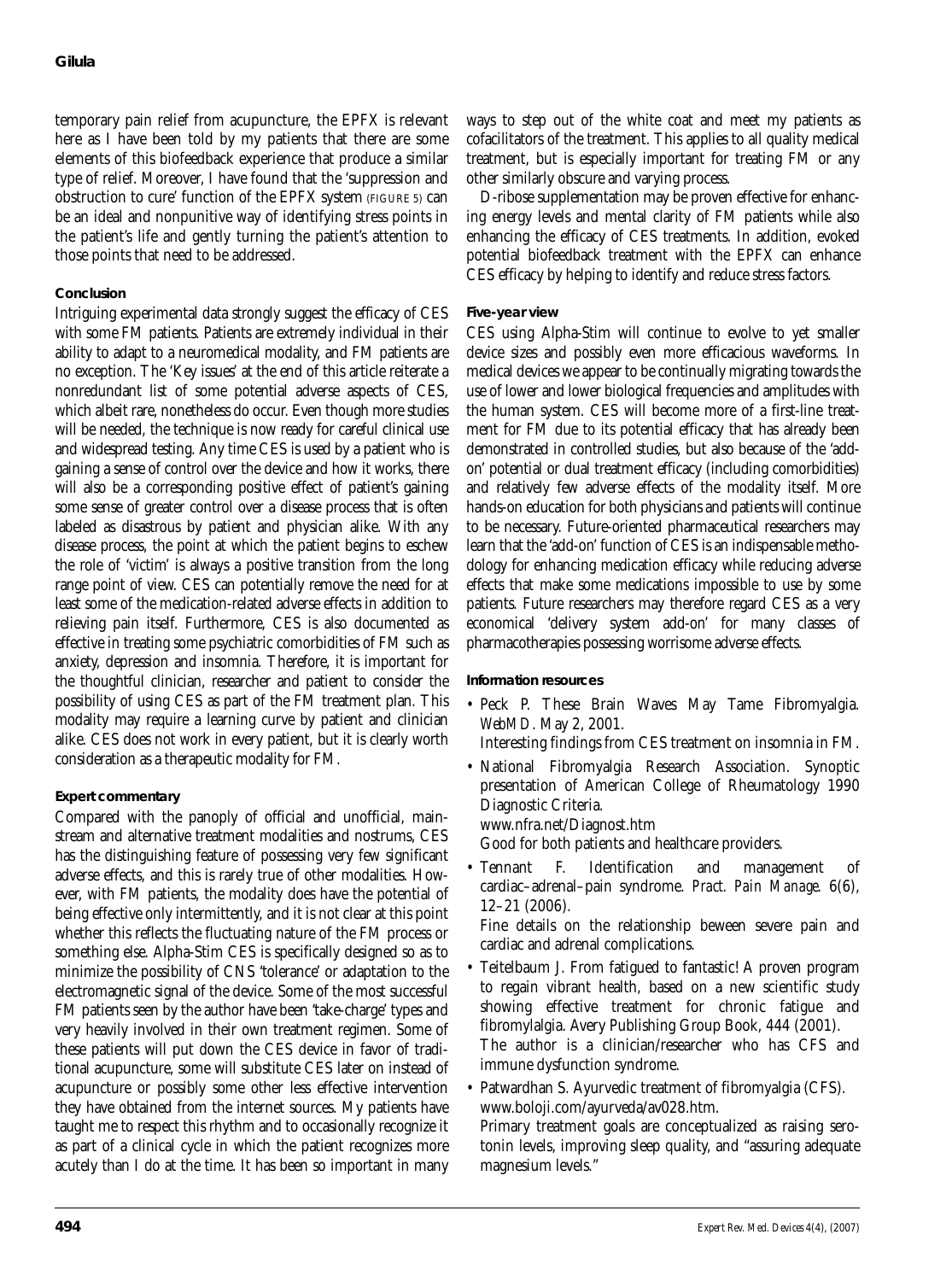temporary pain relief from acupuncture, the EPFX is relevant here as I have been told by my patients that there are some elements of this biofeedback experience that produce a similar type of relief. Moreover, I have found that the 'suppression and obstruction to cure' function of the EPFX system (FIGURE 5) can be an ideal and nonpunitive way of identifying stress points in the patient's life and gently turning the patient's attention to those points that need to be addressed.

### Conclusion

Intriguing experimental data strongly suggest the efficacy of CES with some FM patients. Patients are extremely individual in their ability to adapt to a neuromedical modality, and FM patients are no exception. The 'Key issues' at the end of this article reiterate a nonredundant list of some potential adverse aspects of CES, which albeit rare, nonetheless do occur. Even though more studies will be needed, the technique is now ready for careful clinical use and widespread testing. Any time CES is used by a patient who is gaining a sense of control over the device and how it works, there will also be a corresponding positive effect of patient's gaining some sense of greater control over a disease process that is often labeled as disastrous by patient and physician alike. With any disease process, the point at which the patient begins to eschew the role of 'victim' is always a positive transition from the long range point of view. CES can potentially remove the need for at least some of the medication-related adverse effects in addition to relieving pain itself. Furthermore, CES is also documented as effective in treating some psychiatric comorbidities of FM such as anxiety, depression and insomnia. Therefore, it is important for the thoughtful clinician, researcher and patient to consider the possibility of using CES as part of the FM treatment plan. This modality may require a learning curve by patient and clinician alike. CES does not work in every patient, but it is clearly worth consideration as a therapeutic modality for FM.

### Expert commentary

Compared with the panoply of official and unofficial, mainstream and alternative treatment modalities and nostrums, CES has the distinguishing feature of possessing very few significant adverse effects, and this is rarely true of other modalities. However, with FM patients, the modality does have the potential of being effective only intermittently, and it is not clear at this point whether this reflects the fluctuating nature of the FM process or something else. Alpha-Stim CES is specifically designed so as to minimize the possibility of CNS 'tolerance' or adaptation to the electromagnetic signal of the device. Some of the most successful FM patients seen by the author have been 'take-charge' types and very heavily involved in their own treatment regimen. Some of these patients will put down the CES device in favor of traditional acupuncture, some will substitute CES later on instead of acupuncture or possibly some other less effective intervention they have obtained from the internet sources. My patients have taught me to respect this rhythm and to occasionally recognize it as part of a clinical cycle in which the patient recognizes more acutely than I do at the time. It has been so important in many ways to step out of the white coat and meet my patients as cofacilitators of the treatment. This applies to all quality medical treatment, but is especially important for treating FM or any other similarly obscure and varying process.

D-ribose supplementation may be proven effective for enhancing energy levels and mental clarity of FM patients while also enhancing the efficacy of CES treatments. In addition, evoked potential biofeedback treatment with the EPFX can enhance CES efficacy by helping to identify and reduce stress factors.

### Five-year view

CES using Alpha-Stim will continue to evolve to yet smaller device sizes and possibly even more efficacious waveforms. In medical devices we appear to be continually migrating towards the use of lower and lower biological frequencies and amplitudes with the human system. CES will become more of a first-line treatment for FM due to its potential efficacy that has already been demonstrated in controlled studies, but also because of the 'add-on' potential or dual treatment efficacy (including comorbidities) and relatively few adverse effects of the modality itself. More hands-on education for both physicians and patients will continue to be necessary. Future-oriented pharmaceutical researchers may learn that the 'add-on' function of CES is an indispensable methodology for enhancing medication efficacy while reducing adverse effects that make some medications impossible to use by some patients. Future researchers may therefore regard CES as a very economical 'delivery system add-on' for many classes of pharmacotherapies possessing worrisome adverse effects.

### Information resources

- Peck P. These Brain Waves May Tame Fibromyalgia. *WebMD*. May 2, 2001.
  Interesting findings from CES treatment on insomnia in FM.
- National Fibromyalgia Research Association. Synoptic presentation of American College of Rheumatology 1990 Diagnostic Criteria.
  www.nfra.net/Diagnost.htm
  Good for both patients and healthcare providers.
- Tennant F. Identification and management of cardiac–adrenal–pain syndrome. *Pract. Pain Manage.* 6(6), 12–21 (2006).
  Fine details on the relationship beween severe pain and cardiac and adrenal complications.
- Teitelbaum J. From fatigued to fantastic! A proven program to regain vibrant health, based on a new scientific study showing effective treatment for chronic fatigue and fibromyalgia. Avery Publishing Group Book, 444 (2001).
  The author is a clinician/researcher who has CFS and immune dysfunction syndrome.
- Patwardhan S. Ayurvedic treatment of fibromyalgia (CFS). www.boloji.com/ayurveda/av028.htm.
  Primary treatment goals are conceptualized as raising serotonin levels, improving sleep quality, and "assuring adequate magnesium levels."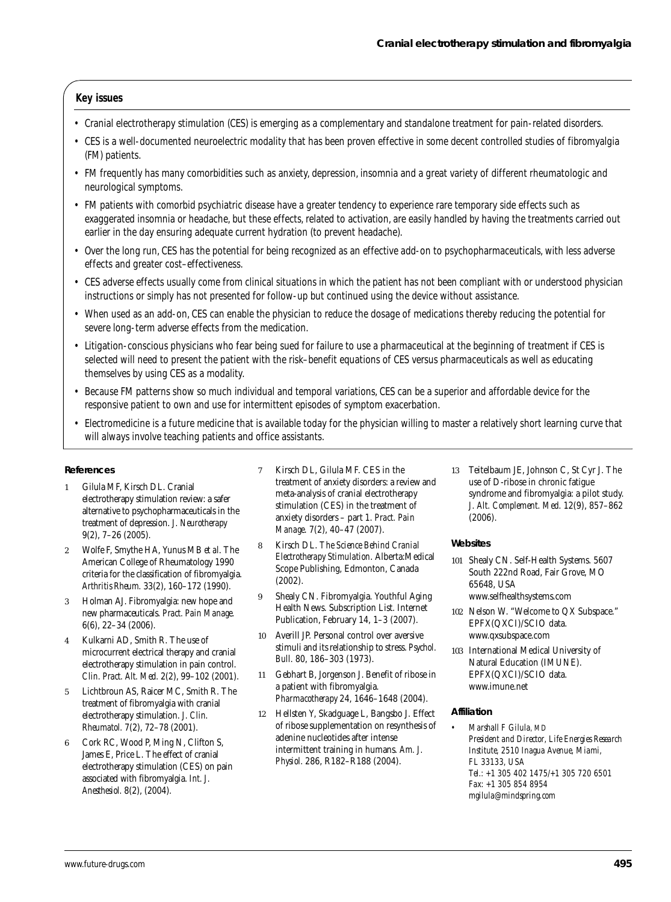## Key issues

- Cranial electrotherapy stimulation (CES) is emerging as a complementary and standalone treatment for pain-related disorders.
- CES is a well-documented neuroelectric modality that has been proven effective in some decent controlled studies of fibromyalgia (FM) patients.
- FM frequently has many comorbidities such as anxiety, depression, insomnia and a great variety of different rheumatologic and neurological symptoms.
- FM patients with comorbid psychiatric disease have a greater tendency to experience rare temporary side effects such as exaggerated insomnia or headache, but these effects, related to activation, are easily handled by having the treatments carried out earlier in the day ensuring adequate current hydration (to prevent headache).
- Over the long run, CES has the potential for being recognized as an effective add-on to psychopharmaceuticals, with less adverse effects and greater cost–effectiveness.
- CES adverse effects usually come from clinical situations in which the patient has not been compliant with or understood physician instructions or simply has not presented for follow-up but continued using the device without assistance.
- When used as an add-on, CES can enable the physician to reduce the dosage of medications thereby reducing the potential for severe long-term adverse effects from the medication.
- Litigation-conscious physicians who fear being sued for failure to use a pharmaceutical at the beginning of treatment if CES is selected will need to present the patient with the risk–benefit equations of CES versus pharmaceuticals as well as educating themselves by using CES as a modality.
- Because FM patterns show so much individual and temporal variations, CES can be a superior and affordable device for the responsive patient to own and use for intermittent episodes of symptom exacerbation.
- Electromedicine is a future medicine that is available today for the physician willing to master a relatively short learning curve that will always involve teaching patients and office assistants.

### References

1. Gilula MF, Kirsch DL. Cranial electrotherapy stimulation review: a safer alternative to psychopharmaceuticals in the treatment of depression. *J. Neurotherapy* 9(2), 7–26 (2005).
2. Wolfe F, Smythe HA, Yunus MB *et al.* The American College of Rheumatology 1990 criteria for the classification of fibromyalgia. *Arthritis Rheum.* 33(2), 160–172 (1990).
3. Holman AJ. Fibromyalgia: new hope and new pharmaceuticals. *Pract. Pain Manage.* 6(6), 22–34 (2006).
4. Kulkarni AD, Smith R. The use of microcurrent electrical therapy and cranial electrotherapy stimulation in pain control. *Clin. Pract. Alt. Med.* 2(2), 99–102 (2001).
5. Lichtbroun AS, Raicer MC, Smith R. The treatment of fibromyalgia with cranial electrotherapy stimulation. *J. Clin. Rheumatol.* 7(2), 72–78 (2001).
6. Cork RC, Wood P, Ming N, Clifton S, James E, Price L. The effect of cranial electrotherapy stimulation (CES) on pain associated with fibromyalgia. *Int. J. Anesthesiol.* 8(2), (2004).
7. Kirsch DL, Gilula MF. CES in the treatment of anxiety disorders: a review and meta-analysis of cranial electrotherapy stimulation (CES) in the treatment of anxiety disorders – part 1. *Pract. Pain Manage.* 7(2), 40–47 (2007).
8. Kirsch DL. *The Science Behind Cranial Electrotherapy Stimulation.* Alberta:Medical Scope Publishing, Edmonton, Canada (2002).
9. Shealy CN. Fibromyalgia. Youthful Aging Health News. Subscription List. Internet Publication, February 14, 1–3 (2007).
10. Averill JP. Personal control over aversive stimuli and its relationship to stress. *Psychol. Bull.* 80, 186–303 (1973).
11. Gebhart B, Jorgenson J. Benefit of ribose in a patient with fibromyalgia. *Pharmacotherapy* 24, 1646–1648 (2004).
12. Hellsten Y, Skadguage L, Bangsbo J. Effect of ribose supplementation on resynthesis of adenine nucleotides after intense intermittent training in humans. *Am. J. Physiol.* 286, R182–R188 (2004).
13. Teitelbaum JE, Johnson C, St Cyr J. The use of D-ribose in chronic fatigue syndrome and fibromyalgia: a pilot study. *J. Alt. Complement. Med.* 12(9), 857–862 (2006).

### Websites

101. Shealy CN. Self-Health Systems. 5607 South 222nd Road, Fair Grove, MO 65648, USA www.selfhealthsystems.com
102. Nelson W. "Welcome to QX Subspace." EPFX(QXCI)/SCIO data. www.qxsubspace.com
103. International Medical University of Natural Education (IMUNE). EPFX(QXCI)/SCIO data. www.imune.net

### Affiliation

- *Marshall F Gilula, MD*
  *President and Director, Life Energies Research Institute, 2510 Inagua Avenue, Miami, FL 33133, USA*
  *Tel.: +1 305 402 1475/+1 305 720 6501*
  *Fax: +1 305 854 8954*
  *mgilula@mindspring.com*